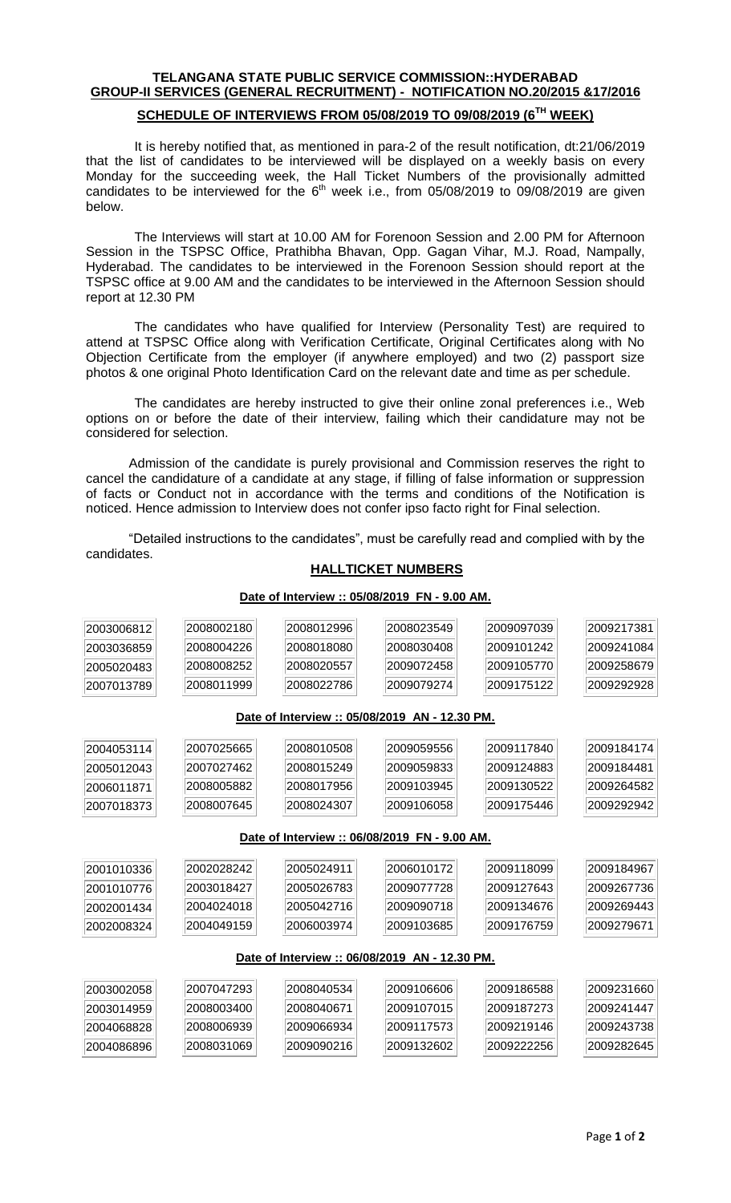**TELANGANA STATE PUBLIC SERVICE COMMISSION::HYDERABAD**
**GROUP-II SERVICES (GENERAL RECRUITMENT) - NOTIFICATION NO.20/2015 &17/2016**

## SCHEDULE OF INTERVIEWS FROM 05/08/2019 TO 09/08/2019 (6TH WEEK)

It is hereby notified that, as mentioned in para-2 of the result notification, dt:21/06/2019 that the list of candidates to be interviewed will be displayed on a weekly basis on every Monday for the succeeding week, the Hall Ticket Numbers of the provisionally admitted candidates to be interviewed for the 6th week i.e., from 05/08/2019 to 09/08/2019 are given below.

The Interviews will start at 10.00 AM for Forenoon Session and 2.00 PM for Afternoon Session in the TSPSC Office, Prathibha Bhavan, Opp. Gagan Vihar, M.J. Road, Nampally, Hyderabad. The candidates to be interviewed in the Forenoon Session should report at the TSPSC office at 9.00 AM and the candidates to be interviewed in the Afternoon Session should report at 12.30 PM

The candidates who have qualified for Interview (Personality Test) are required to attend at TSPSC Office along with Verification Certificate, Original Certificates along with No Objection Certificate from the employer (if anywhere employed) and two (2) passport size photos & one original Photo Identification Card on the relevant date and time as per schedule.

The candidates are hereby instructed to give their online zonal preferences i.e., Web options on or before the date of their interview, failing which their candidature may not be considered for selection.

Admission of the candidate is purely provisional and Commission reserves the right to cancel the candidature of a candidate at any stage, if filling of false information or suppression of facts or Conduct not in accordance with the terms and conditions of the Notification is noticed. Hence admission to Interview does not confer ipso facto right for Final selection.

"Detailed instructions to the candidates", must be carefully read and complied with by the candidates.

### HALLTICKET NUMBERS

**Date of Interview :: 05/08/2019 FN - 9.00 AM.**

| | | | | | |
|---|---|---|---|---|---|
| 2003006812 | 2008002180 | 2008012996 | 2008023549 | 2009097039 | 2009217381 |
| 2003036859 | 2008004226 | 2008018080 | 2008030408 | 2009101242 | 2009241084 |
| 2005020483 | 2008008252 | 2008020557 | 2009072458 | 2009105770 | 2009258679 |
| 2007013789 | 2008011999 | 2008022786 | 2009079274 | 2009175122 | 2009292928 |

**Date of Interview :: 05/08/2019 AN - 12.30 PM.**

| | | | | | |
|---|---|---|---|---|---|
| 2004053114 | 2007025665 | 2008010508 | 2009059556 | 2009117840 | 2009184174 |
| 2005012043 | 2007027462 | 2008015249 | 2009059833 | 2009124883 | 2009184481 |
| 2006011871 | 2008005882 | 2008017956 | 2009103945 | 2009130522 | 2009264582 |
| 2007018373 | 2008007645 | 2008024307 | 2009106058 | 2009175446 | 2009292942 |

**Date of Interview :: 06/08/2019 FN - 9.00 AM.**

| | | | | | |
|---|---|---|---|---|---|
| 2001010336 | 2002028242 | 2005024911 | 2006010172 | 2009118099 | 2009184967 |
| 2001010776 | 2003018427 | 2005026783 | 2009077728 | 2009127643 | 2009267736 |
| 2002001434 | 2004024018 | 2005042716 | 2009090718 | 2009134676 | 2009269443 |
| 2002008324 | 2004049159 | 2006003974 | 2009103685 | 2009176759 | 2009279671 |

**Date of Interview :: 06/08/2019 AN - 12.30 PM.**

| | | | | | |
|---|---|---|---|---|---|
| 2003002058 | 2007047293 | 2008040534 | 2009106606 | 2009186588 | 2009231660 |
| 2003014959 | 2008003400 | 2008040671 | 2009107015 | 2009187273 | 2009241447 |
| 2004068828 | 2008006939 | 2009066934 | 2009117573 | 2009219146 | 2009243738 |
| 2004086896 | 2008031069 | 2009090216 | 2009132602 | 2009222256 | 2009282645 |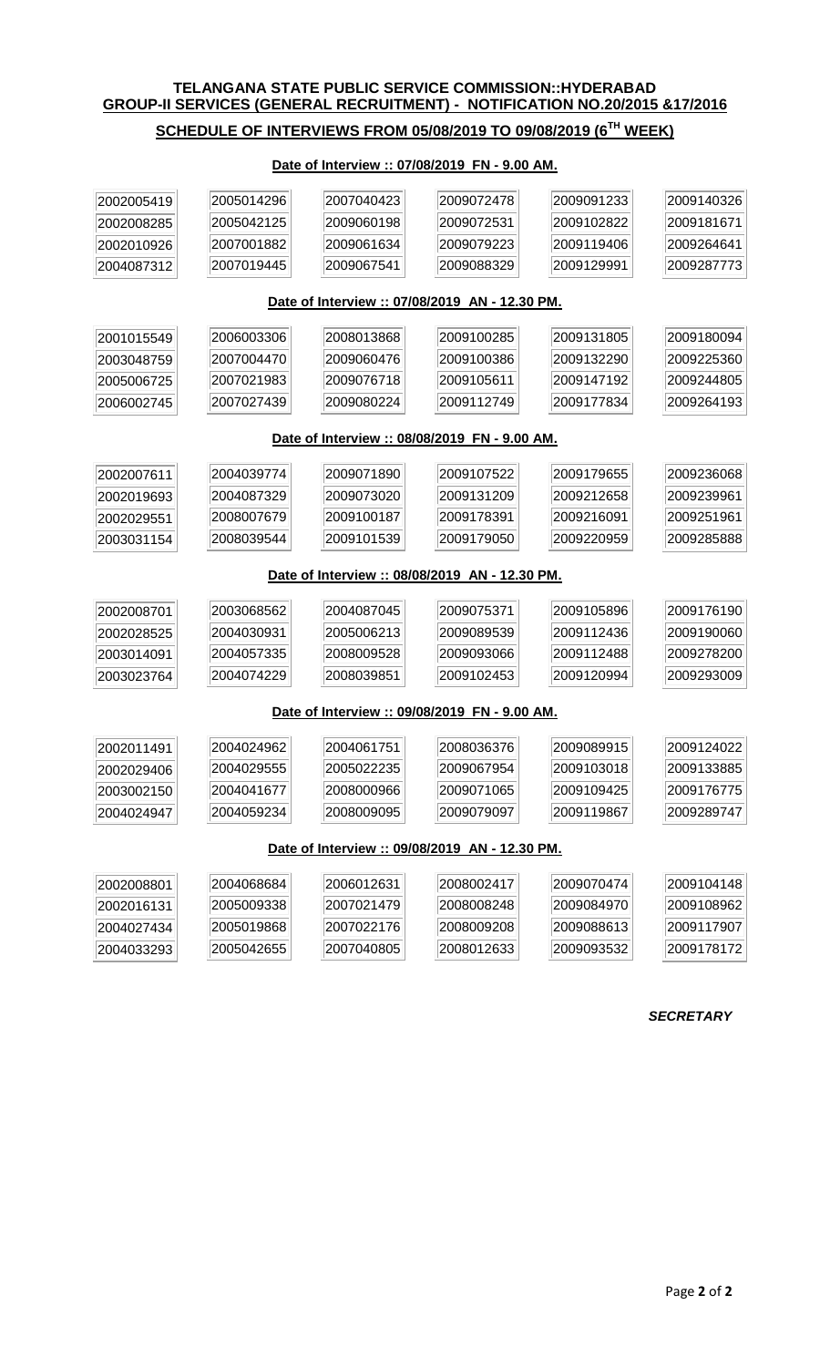**TELANGANA STATE PUBLIC SERVICE COMMISSION::HYDERABAD**
**GROUP-II SERVICES (GENERAL RECRUITMENT) - NOTIFICATION NO.20/2015 &17/2016**

**SCHEDULE OF INTERVIEWS FROM 05/08/2019 TO 09/08/2019 (6TH WEEK)**

**Date of Interview :: 07/08/2019 FN - 9.00 AM.**

| | | | | | |
|---|---|---|---|---|---|
| 2002005419 | 2005014296 | 2007040423 | 2009072478 | 2009091233 | 2009140326 |
| 2002008285 | 2005042125 | 2009060198 | 2009072531 | 2009102822 | 2009181671 |
| 2002010926 | 2007001882 | 2009061634 | 2009079223 | 2009119406 | 2009264641 |
| 2004087312 | 2007019445 | 2009067541 | 2009088329 | 2009129991 | 2009287773 |

**Date of Interview :: 07/08/2019 AN - 12.30 PM.**

| | | | | | |
|---|---|---|---|---|---|
| 2001015549 | 2006003306 | 2008013868 | 2009100285 | 2009131805 | 2009180094 |
| 2003048759 | 2007004470 | 2009060476 | 2009100386 | 2009132290 | 2009225360 |
| 2005006725 | 2007021983 | 2009076718 | 2009105611 | 2009147192 | 2009244805 |
| 2006002745 | 2007027439 | 2009080224 | 2009112749 | 2009177834 | 2009264193 |

**Date of Interview :: 08/08/2019 FN - 9.00 AM.**

| | | | | | |
|---|---|---|---|---|---|
| 2002007611 | 2004039774 | 2009071890 | 2009107522 | 2009179655 | 2009236068 |
| 2002019693 | 2004087329 | 2009073020 | 2009131209 | 2009212658 | 2009239961 |
| 2002029551 | 2008007679 | 2009100187 | 2009178391 | 2009216091 | 2009251961 |
| 2003031154 | 2008039544 | 2009101539 | 2009179050 | 2009220959 | 2009285888 |

**Date of Interview :: 08/08/2019 AN - 12.30 PM.**

| | | | | | |
|---|---|---|---|---|---|
| 2002008701 | 2003068562 | 2004087045 | 2009075371 | 2009105896 | 2009176190 |
| 2002028525 | 2004030931 | 2005006213 | 2009089539 | 2009112436 | 2009190060 |
| 2003014091 | 2004057335 | 2008009528 | 2009093066 | 2009112488 | 2009278200 |
| 2003023764 | 2004074229 | 2008039851 | 2009102453 | 2009120994 | 2009293009 |

**Date of Interview :: 09/08/2019 FN - 9.00 AM.**

| | | | | | |
|---|---|---|---|---|---|
| 2002011491 | 2004024962 | 2004061751 | 2008036376 | 2009089915 | 2009124022 |
| 2002029406 | 2004029555 | 2005022235 | 2009067954 | 2009103018 | 2009133885 |
| 2003002150 | 2004041677 | 2008000966 | 2009071065 | 2009109425 | 2009176775 |
| 2004024947 | 2004059234 | 2008009095 | 2009079097 | 2009119867 | 2009289747 |

**Date of Interview :: 09/08/2019 AN - 12.30 PM.**

| | | | | | |
|---|---|---|---|---|---|
| 2002008801 | 2004068684 | 2006012631 | 2008002417 | 2009070474 | 2009104148 |
| 2002016131 | 2005009338 | 2007021479 | 2008008248 | 2009084970 | 2009108962 |
| 2004027434 | 2005019868 | 2007022176 | 2008009208 | 2009088613 | 2009117907 |
| 2004033293 | 2005042655 | 2007040805 | 2008012633 | 2009093532 | 2009178172 |

***SECRETARY***